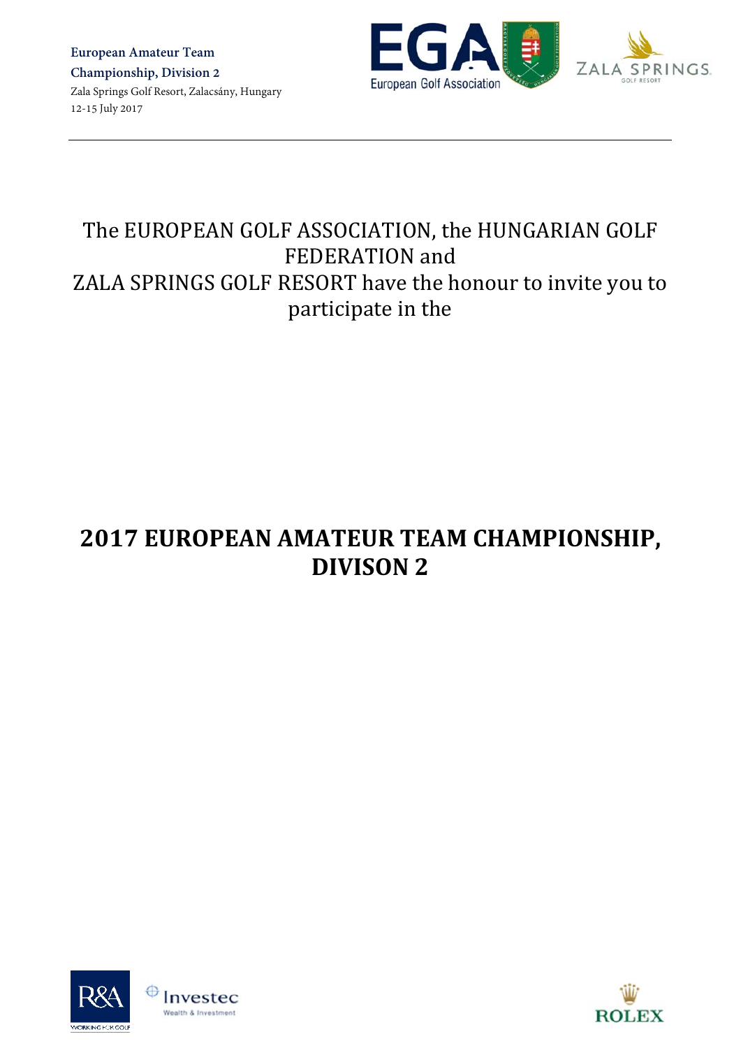European Amateur Team Championship, Division 2
Zala Springs Golf Resort, Zalacsány, Hungary
12-15 July 2017

The EUROPEAN GOLF ASSOCIATION, the HUNGARIAN GOLF FEDERATION and
ZALA SPRINGS GOLF RESORT have the honour to invite you to participate in the

# 2017 EUROPEAN AMATEUR TEAM CHAMPIONSHIP, DIVISON 2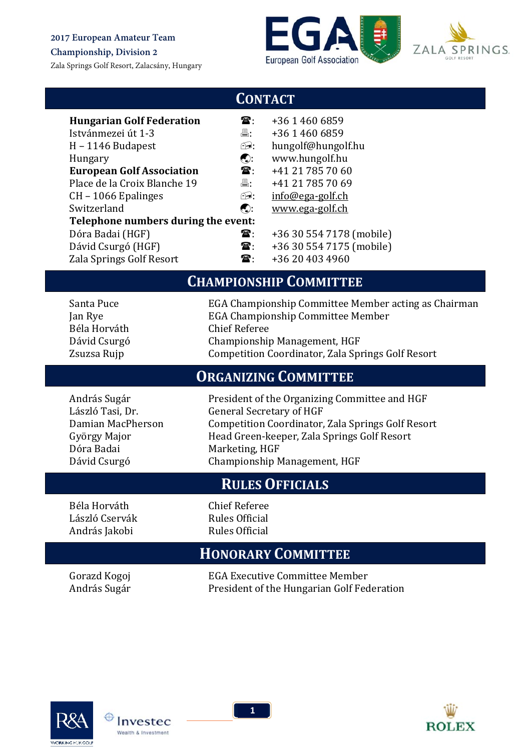## CONTACT

| | | |
|---|---|---|
| **Hungarian Golf Federation** | ☎: | +36 1 460 6859 |
| Istvánmezei út 1-3 | 🖷: | +36 1 460 6859 |
| H – 1146 Budapest | 🖃: | hungolf@hungolf.hu |
| Hungary | 🌐: | www.hungolf.hu |
| **European Golf Association** | ☎: | +41 21 785 70 60 |
| Place de la Croix Blanche 19 | 🖷: | +41 21 785 70 69 |
| CH – 1066 Epalinges | 🖃: | info@ega-golf.ch |
| Switzerland | 🌐: | www.ega-golf.ch |
| **Telephone numbers during the event:** | | |
| Dóra Badai (HGF) | ☎: | +36 30 554 7178 (mobile) |
| Dávid Csurgó (HGF) | ☎: | +36 30 554 7175 (mobile) |
| Zala Springs Golf Resort | ☎: | +36 20 403 4960 |

## CHAMPIONSHIP COMMITTEE

| | |
|---|---|
| Santa Puce | EGA Championship Committee Member acting as Chairman |
| Jan Rye | EGA Championship Committee Member |
| Béla Horváth | Chief Referee |
| Dávid Csurgó | Championship Management, HGF |
| Zsuzsa Rujp | Competition Coordinator, Zala Springs Golf Resort |

## ORGANIZING COMMITTEE

| | |
|---|---|
| András Sugár | President of the Organizing Committee and HGF |
| László Tasi, Dr. | General Secretary of HGF |
| Damian MacPherson | Competition Coordinator, Zala Springs Golf Resort |
| György Major | Head Green-keeper, Zala Springs Golf Resort |
| Dóra Badai | Marketing, HGF |
| Dávid Csurgó | Championship Management, HGF |

## RULES OFFICIALS

| | |
|---|---|
| Béla Horváth | Chief Referee |
| László Cservák | Rules Official |
| András Jakobi | Rules Official |

## HONORARY COMMITTEE

| | |
|---|---|
| Gorazd Kogoj | EGA Executive Committee Member |
| András Sugár | President of the Hungarian Golf Federation |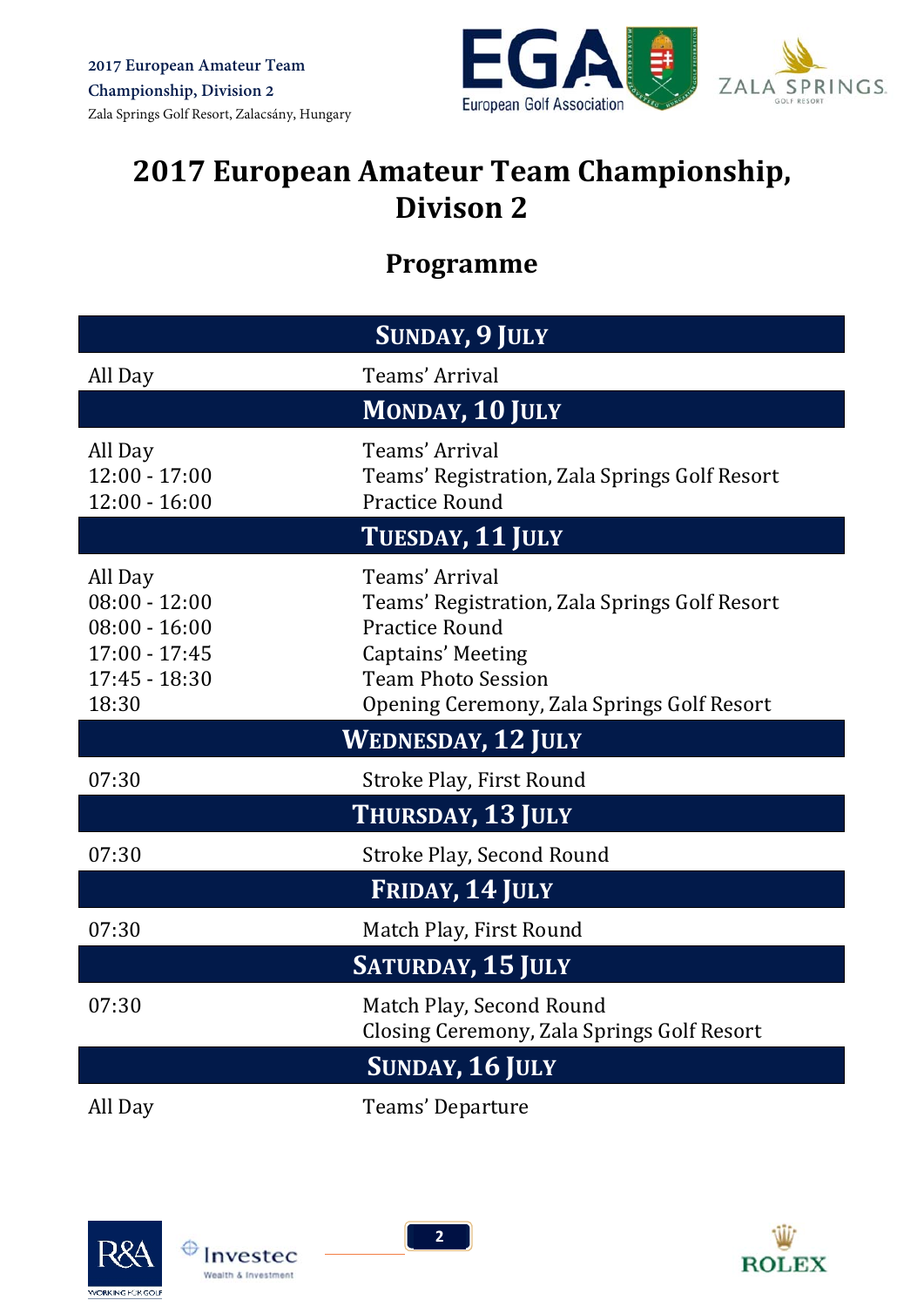# 2017 European Amateur Team Championship, Divison 2

## Programme

| SUNDAY, 9 JULY | |
|---|---|
| All Day | Teams' Arrival |
| **MONDAY, 10 JULY** | |
| All Day | Teams' Arrival |
| 12:00 - 17:00 | Teams' Registration, Zala Springs Golf Resort |
| 12:00 - 16:00 | Practice Round |
| **TUESDAY, 11 JULY** | |
| All Day | Teams' Arrival |
| 08:00 - 12:00 | Teams' Registration, Zala Springs Golf Resort |
| 08:00 - 16:00 | Practice Round |
| 17:00 - 17:45 | Captains' Meeting |
| 17:45 - 18:30 | Team Photo Session |
| 18:30 | Opening Ceremony, Zala Springs Golf Resort |
| **WEDNESDAY, 12 JULY** | |
| 07:30 | Stroke Play, First Round |
| **THURSDAY, 13 JULY** | |
| 07:30 | Stroke Play, Second Round |
| **FRIDAY, 14 JULY** | |
| 07:30 | Match Play, First Round |
| **SATURDAY, 15 JULY** | |
| 07:30 | Match Play, Second Round |
| | Closing Ceremony, Zala Springs Golf Resort |
| **SUNDAY, 16 JULY** | |
| All Day | Teams' Departure |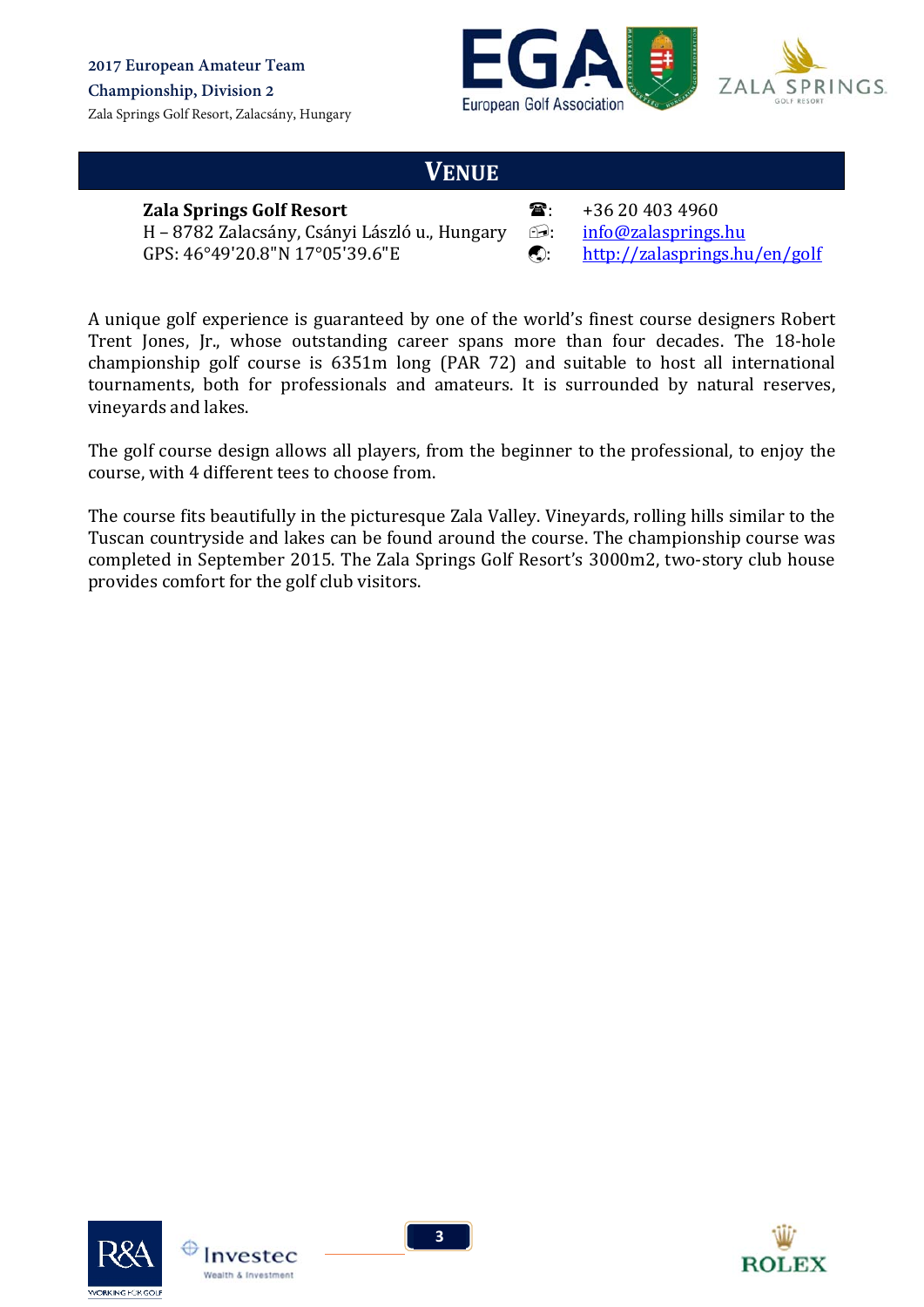## VENUE

**Zala Springs Golf Resort**
H – 8782 Zalacsány, Csányi László u., Hungary
GPS: 46°49'20.8"N 17°05'39.6"E

☎: +36 20 403 4960
✉: info@zalasprings.hu
🌐: http://zalasprings.hu/en/golf

A unique golf experience is guaranteed by one of the world's finest course designers Robert Trent Jones, Jr., whose outstanding career spans more than four decades. The 18-hole championship golf course is 6351m long (PAR 72) and suitable to host all international tournaments, both for professionals and amateurs. It is surrounded by natural reserves, vineyards and lakes.

The golf course design allows all players, from the beginner to the professional, to enjoy the course, with 4 different tees to choose from.

The course fits beautifully in the picturesque Zala Valley. Vineyards, rolling hills similar to the Tuscan countryside and lakes can be found around the course. The championship course was completed in September 2015. The Zala Springs Golf Resort's 3000m2, two-story club house provides comfort for the golf club visitors.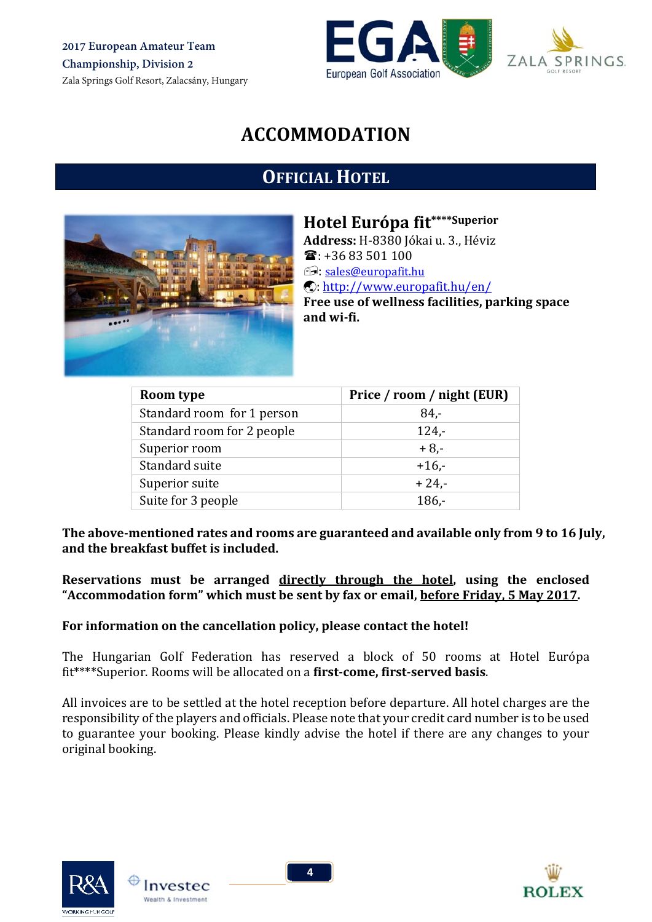# ACCOMMODATION

## Official Hotel

### Hotel Európa fit****Superior

**Address:** H-8380 Jókai u. 3., Hévíz
☎: +36 83 501 100
✉: sales@europafit.hu
🌐: http://www.europafit.hu/en/
**Free use of wellness facilities, parking space and wi-fi.**

| Room type | Price / room / night (EUR) |
|---|---|
| Standard room for 1 person | 84,- |
| Standard room for 2 people | 124,- |
| Superior room | + 8,- |
| Standard suite | +16,- |
| Superior suite | + 24,- |
| Suite for 3 people | 186,- |

**The above-mentioned rates and rooms are guaranteed and available only from 9 to 16 July, and the breakfast buffet is included.**

**Reservations must be arranged <u>directly through the hotel</u>, using the enclosed "Accommodation form" which must be sent by fax or email, <u>before Friday, 5 May 2017</u>.**

**For information on the cancellation policy, please contact the hotel!**

The Hungarian Golf Federation has reserved a block of 50 rooms at Hotel Európa fit****Superior. Rooms will be allocated on a **first-come, first-served basis**.

All invoices are to be settled at the hotel reception before departure. All hotel charges are the responsibility of the players and officials. Please note that your credit card number is to be used to guarantee your booking. Please kindly advise the hotel if there are any changes to your original booking.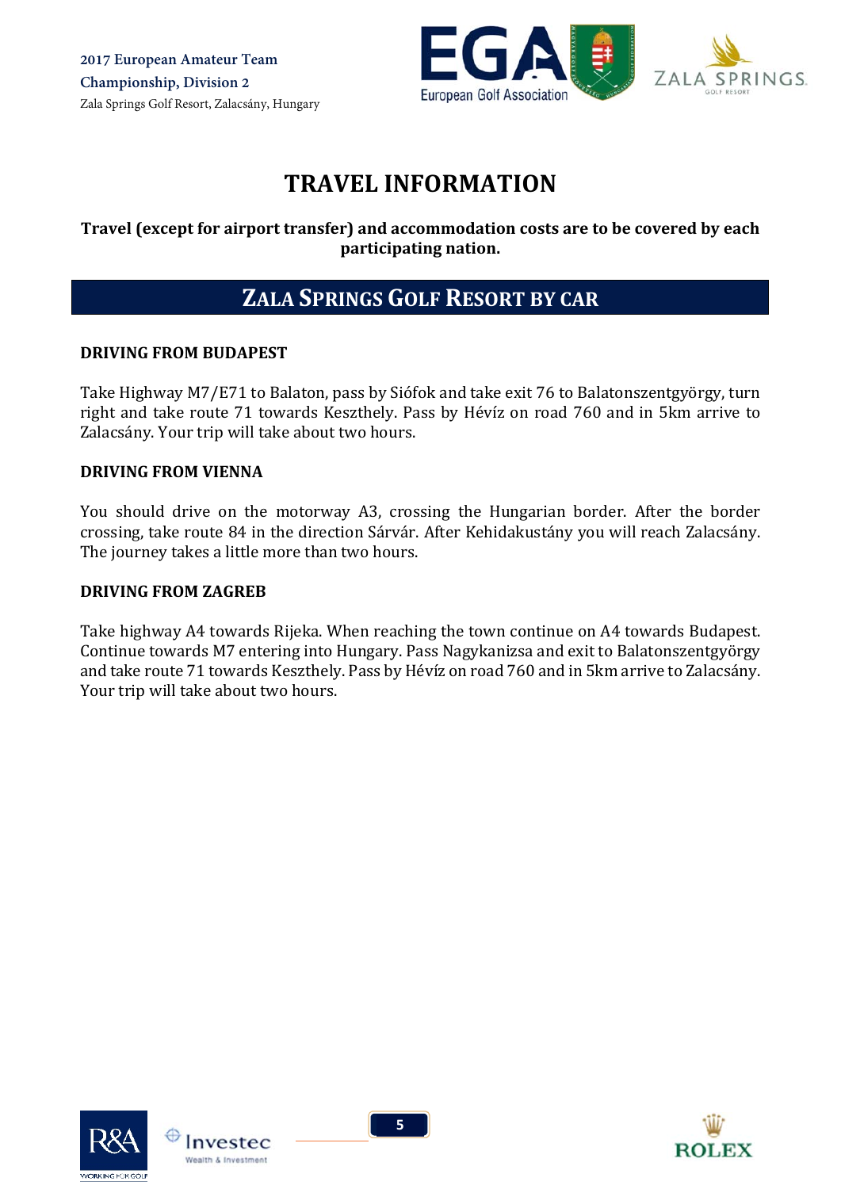# TRAVEL INFORMATION

**Travel (except for airport transfer) and accommodation costs are to be covered by each participating nation.**

## ZALA SPRINGS GOLF RESORT BY CAR

### DRIVING FROM BUDAPEST

Take Highway M7/E71 to Balaton, pass by Siófok and take exit 76 to Balatonszentgyörgy, turn right and take route 71 towards Keszthely. Pass by Hévíz on road 760 and in 5km arrive to Zalacsány. Your trip will take about two hours.

### DRIVING FROM VIENNA

You should drive on the motorway A3, crossing the Hungarian border. After the border crossing, take route 84 in the direction Sárvár. After Kehidakustány you will reach Zalacsány. The journey takes a little more than two hours.

### DRIVING FROM ZAGREB

Take highway A4 towards Rijeka. When reaching the town continue on A4 towards Budapest. Continue towards M7 entering into Hungary. Pass Nagykanizsa and exit to Balatonszentgyörgy and take route 71 towards Keszthely. Pass by Hévíz on road 760 and in 5km arrive to Zalacsány. Your trip will take about two hours.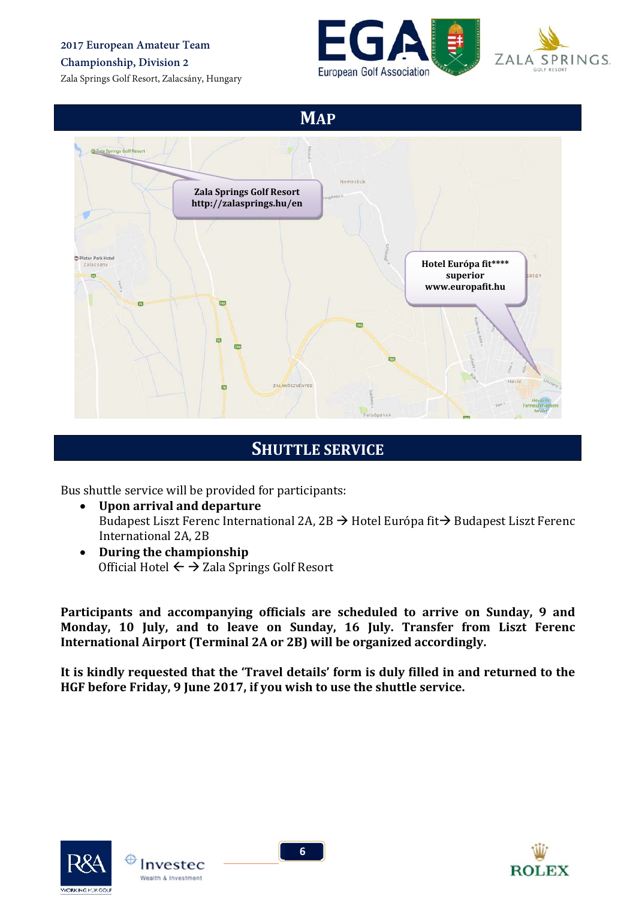## MAP

Zala Springs Golf Resort
http://zalasprings.hu/en

Hotel Európa fit**** superior
www.europafit.hu

## SHUTTLE SERVICE

Bus shuttle service will be provided for participants:

- **Upon arrival and departure**
  Budapest Liszt Ferenc International 2A, 2B → Hotel Európa fit→ Budapest Liszt Ferenc International 2A, 2B
- **During the championship**
  Official Hotel ← → Zala Springs Golf Resort

**Participants and accompanying officials are scheduled to arrive on Sunday, 9 and Monday, 10 July, and to leave on Sunday, 16 July. Transfer from Liszt Ferenc International Airport (Terminal 2A or 2B) will be organized accordingly.**

**It is kindly requested that the 'Travel details' form is duly filled in and returned to the HGF before Friday, 9 June 2017, if you wish to use the shuttle service.**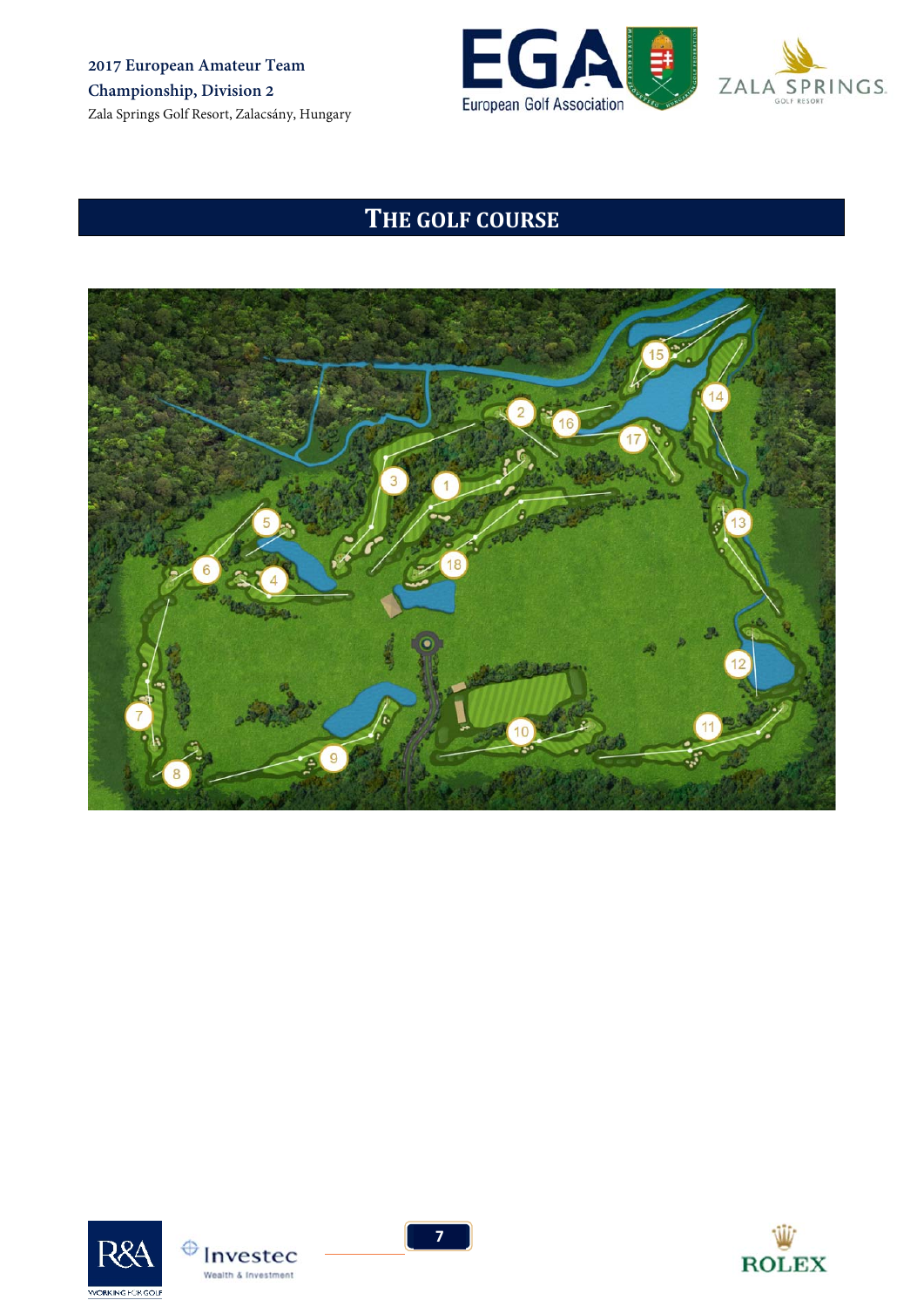# THE GOLF COURSE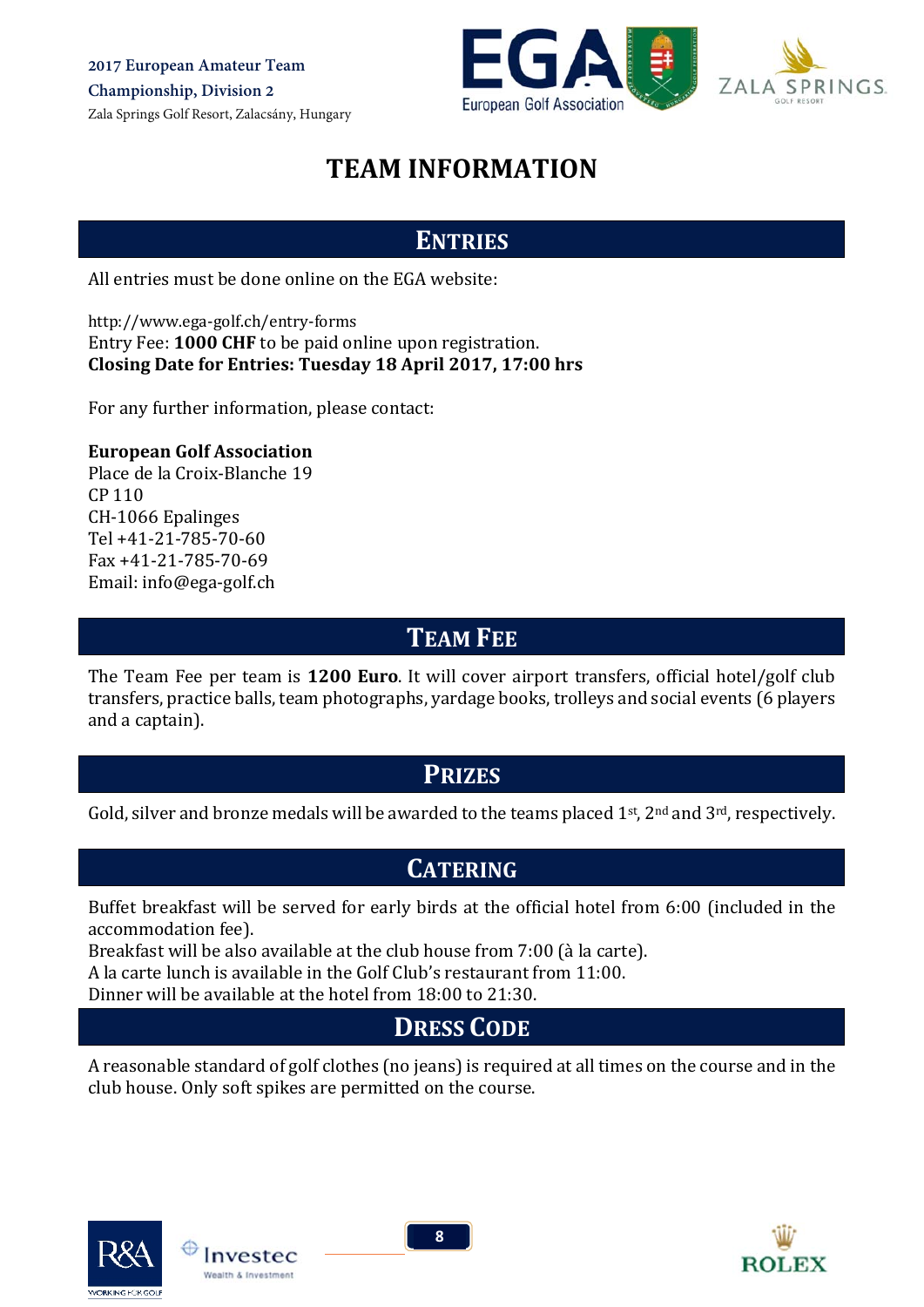# TEAM INFORMATION

## ENTRIES

All entries must be done online on the EGA website:

http://www.ega-golf.ch/entry-forms
Entry Fee: **1000 CHF** to be paid online upon registration.
**Closing Date for Entries: Tuesday 18 April 2017, 17:00 hrs**

For any further information, please contact:

**European Golf Association**
Place de la Croix-Blanche 19
CP 110
CH-1066 Epalinges
Tel +41-21-785-70-60
Fax +41-21-785-70-69
Email: info@ega-golf.ch

## TEAM FEE

The Team Fee per team is **1200 Euro**. It will cover airport transfers, official hotel/golf club transfers, practice balls, team photographs, yardage books, trolleys and social events (6 players and a captain).

## PRIZES

Gold, silver and bronze medals will be awarded to the teams placed 1st, 2nd and 3rd, respectively.

## CATERING

Buffet breakfast will be served for early birds at the official hotel from 6:00 (included in the accommodation fee).
Breakfast will be also available at the club house from 7:00 (à la carte).
A la carte lunch is available in the Golf Club's restaurant from 11:00.
Dinner will be available at the hotel from 18:00 to 21:30.

## DRESS CODE

A reasonable standard of golf clothes (no jeans) is required at all times on the course and in the club house. Only soft spikes are permitted on the course.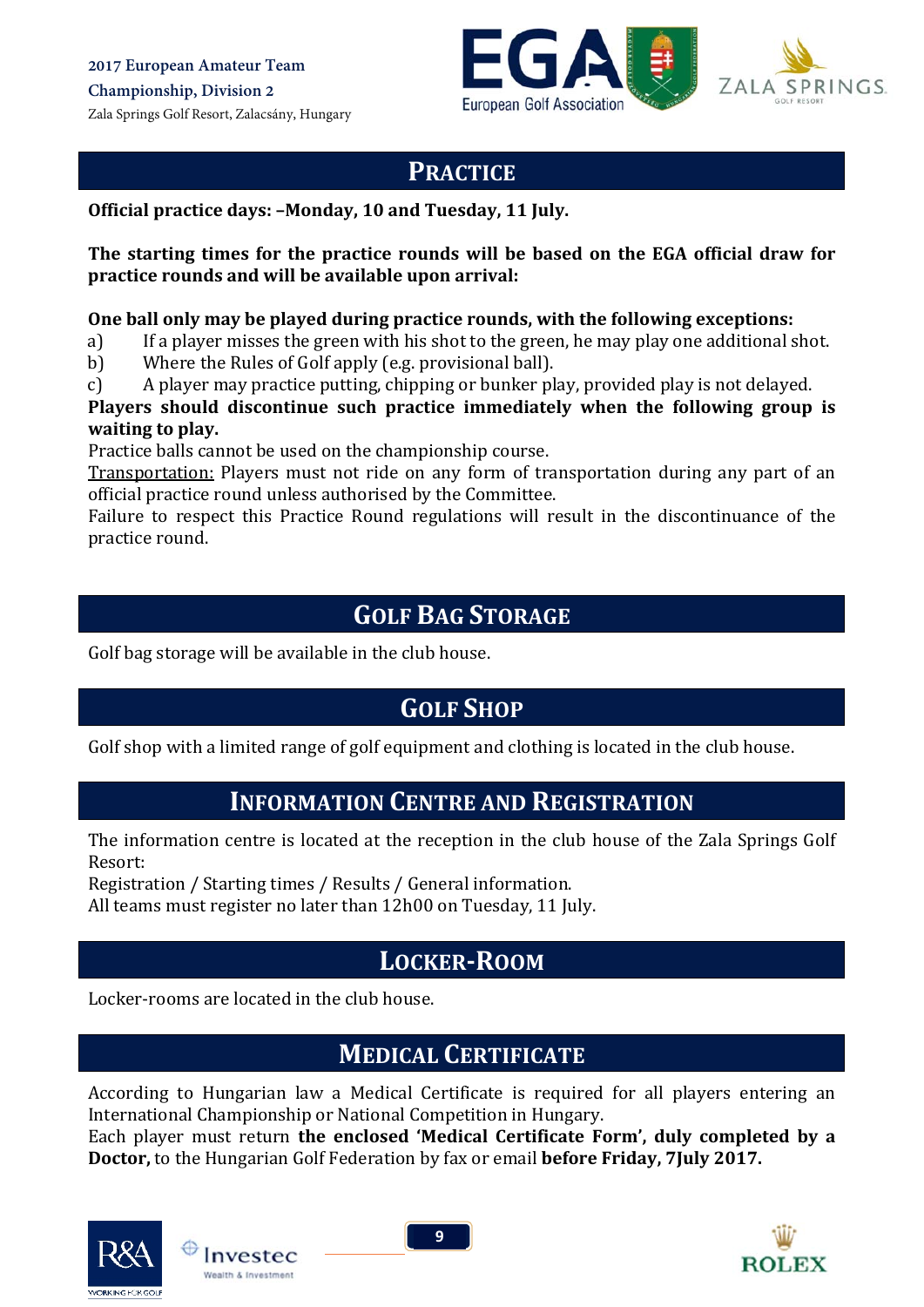## PRACTICE

**Official practice days: –Monday, 10 and Tuesday, 11 July.**

**The starting times for the practice rounds will be based on the EGA official draw for practice rounds and will be available upon arrival:**

**One ball only may be played during practice rounds, with the following exceptions:**

a) If a player misses the green with his shot to the green, he may play one additional shot.
b) Where the Rules of Golf apply (e.g. provisional ball).
c) A player may practice putting, chipping or bunker play, provided play is not delayed.

**Players should discontinue such practice immediately when the following group is waiting to play.**

Practice balls cannot be used on the championship course.

Transportation: Players must not ride on any form of transportation during any part of an official practice round unless authorised by the Committee.

Failure to respect this Practice Round regulations will result in the discontinuance of the practice round.

## GOLF BAG STORAGE

Golf bag storage will be available in the club house.

## GOLF SHOP

Golf shop with a limited range of golf equipment and clothing is located in the club house.

## INFORMATION CENTRE AND REGISTRATION

The information centre is located at the reception in the club house of the Zala Springs Golf Resort:

Registration / Starting times / Results / General information.

All teams must register no later than 12h00 on Tuesday, 11 July.

## LOCKER-ROOM

Locker-rooms are located in the club house.

## MEDICAL CERTIFICATE

According to Hungarian law a Medical Certificate is required for all players entering an International Championship or National Competition in Hungary.

Each player must return **the enclosed 'Medical Certificate Form', duly completed by a Doctor,** to the Hungarian Golf Federation by fax or email **before Friday, 7July 2017.**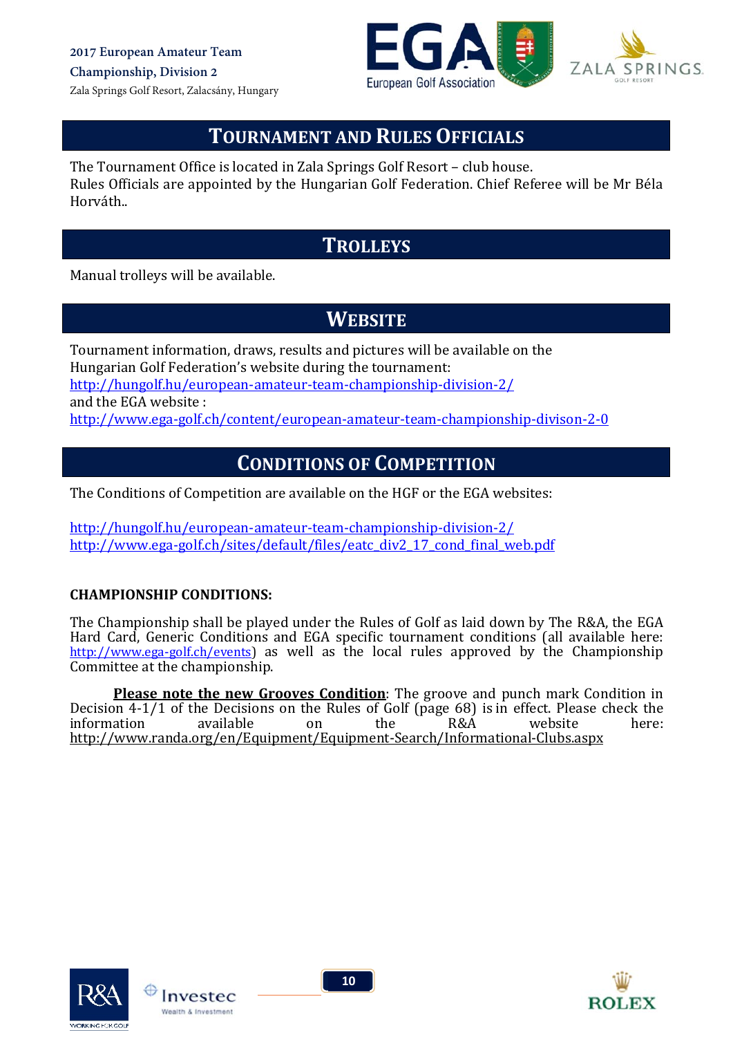## TOURNAMENT AND RULES OFFICIALS

The Tournament Office is located in Zala Springs Golf Resort – club house.
Rules Officials are appointed by the Hungarian Golf Federation. Chief Referee will be Mr Béla Horváth..

## TROLLEYS

Manual trolleys will be available.

## WEBSITE

Tournament information, draws, results and pictures will be available on the Hungarian Golf Federation's website during the tournament:
http://hungolf.hu/european-amateur-team-championship-division-2/
and the EGA website :
http://www.ega-golf.ch/content/european-amateur-team-championship-divison-2-0

## CONDITIONS OF COMPETITION

The Conditions of Competition are available on the HGF or the EGA websites:

http://hungolf.hu/european-amateur-team-championship-division-2/
http://www.ega-golf.ch/sites/default/files/eatc_div2_17_cond_final_web.pdf

**CHAMPIONSHIP CONDITIONS:**

The Championship shall be played under the Rules of Golf as laid down by The R&A, the EGA Hard Card, Generic Conditions and EGA specific tournament conditions (all available here: http://www.ega-golf.ch/events) as well as the local rules approved by the Championship Committee at the championship.

**Please note the new Grooves Condition**: The groove and punch mark Condition in Decision 4-1/1 of the Decisions on the Rules of Golf (page 68) is in effect. Please check the information available on the R&A website here: http://www.randa.org/en/Equipment/Equipment-Search/Informational-Clubs.aspx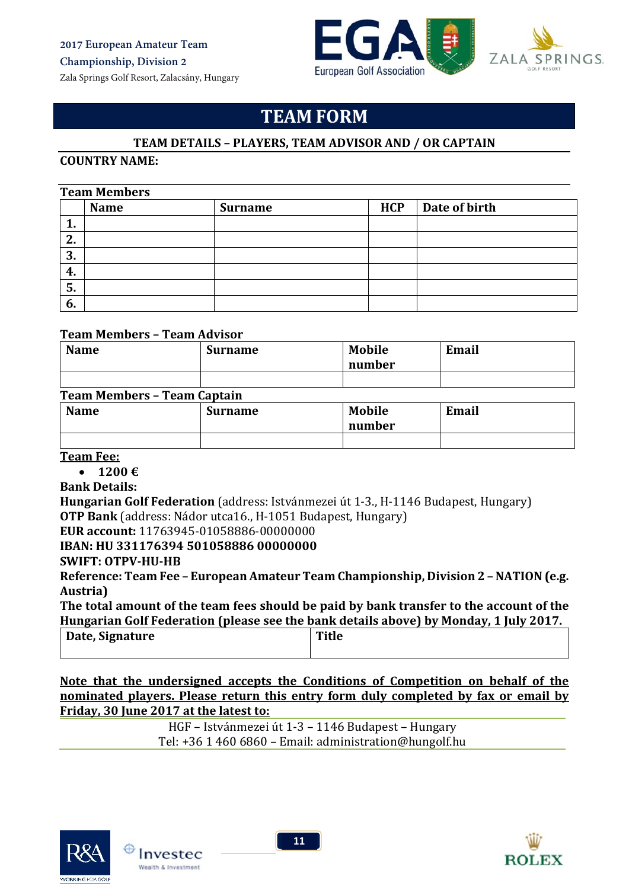# TEAM FORM

## TEAM DETAILS – PLAYERS, TEAM ADVISOR AND / OR CAPTAIN

**COUNTRY NAME:**

**Team Members**

| | Name | Surname | HCP | Date of birth |
|---|---|---|---|---|
| **1.** | | | | |
| **2.** | | | | |
| **3.** | | | | |
| **4.** | | | | |
| **5.** | | | | |
| **6.** | | | | |

**Team Members – Team Advisor**

| Name | Surname | Mobile number | Email |
|---|---|---|---|
| | | | |

**Team Members – Team Captain**

| Name | Surname | Mobile number | Email |
|---|---|---|---|
| | | | |

**Team Fee:**

- **1200 €**

**Bank Details:**

**Hungarian Golf Federation** (address: Istvánmezei út 1-3., H-1146 Budapest, Hungary)
**OTP Bank** (address: Nádor utca16., H-1051 Budapest, Hungary)
**EUR account:** 11763945-01058886-00000000
**IBAN: HU 331176394 501058886 00000000**
**SWIFT: OTPV-HU-HB**
**Reference: Team Fee – European Amateur Team Championship, Division 2 – NATION (e.g. Austria)**
**The total amount of the team fees should be paid by bank transfer to the account of the Hungarian Golf Federation (please see the bank details above) by Monday, 1 July 2017.**

| Date, Signature | Title |
|---|---|
| | |

**Note that the undersigned accepts the Conditions of Competition on behalf of the nominated players. Please return this entry form duly completed by fax or email by Friday, 30 June 2017 at the latest to:**

HGF – Istvánmezei út 1-3 – 1146 Budapest – Hungary
Tel: +36 1 460 6860 – Email: administration@hungolf.hu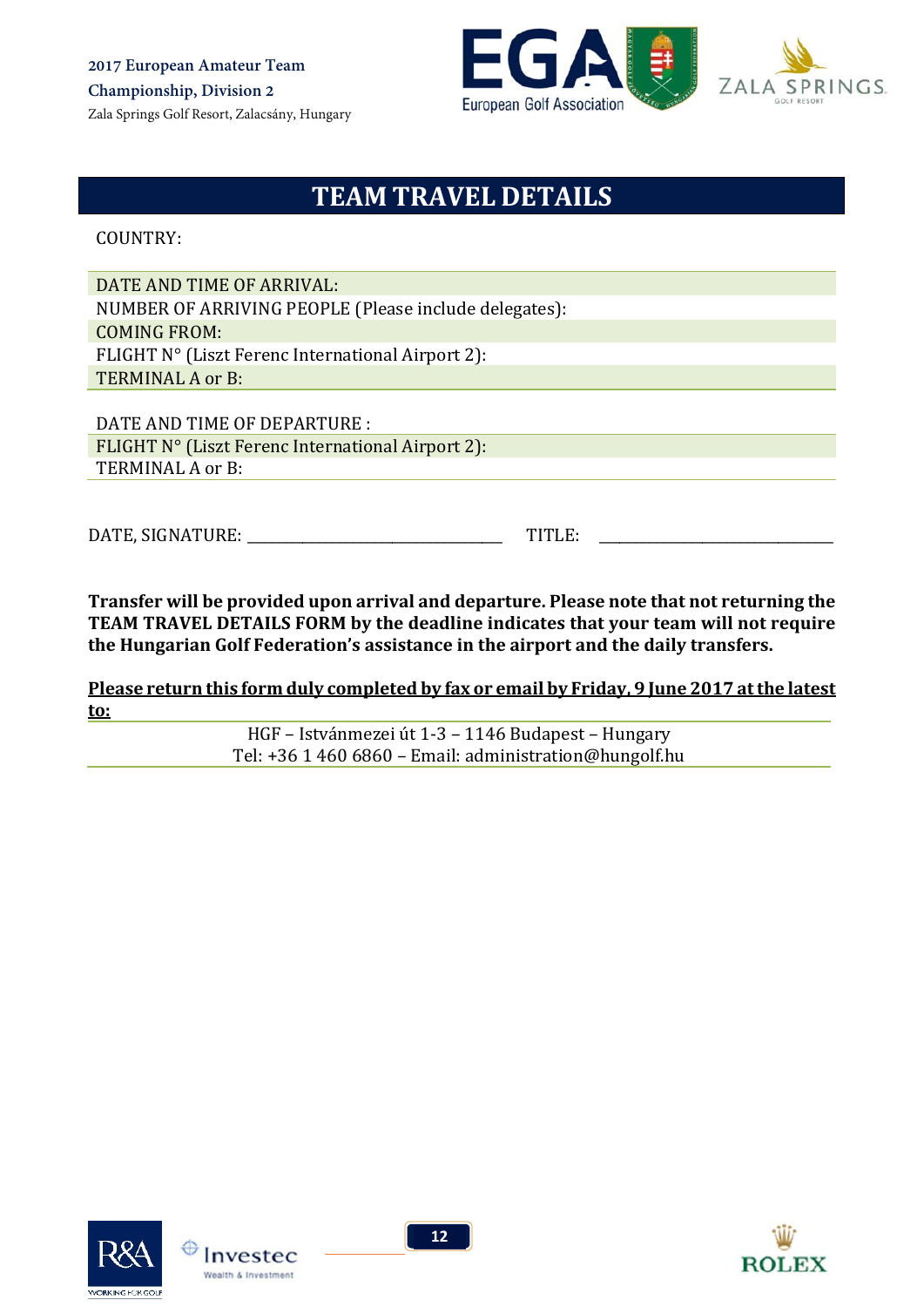# TEAM TRAVEL DETAILS

COUNTRY:

DATE AND TIME OF ARRIVAL:
NUMBER OF ARRIVING PEOPLE (Please include delegates):
COMING FROM:
FLIGHT N° (Liszt Ferenc International Airport 2):
TERMINAL A or B:

DATE AND TIME OF DEPARTURE :
FLIGHT N° (Liszt Ferenc International Airport 2):
TERMINAL A or B:

DATE, SIGNATURE: ________________________________ TITLE: ____________________________

**Transfer will be provided upon arrival and departure. Please note that not returning the TEAM TRAVEL DETAILS FORM by the deadline indicates that your team will not require the Hungarian Golf Federation's assistance in the airport and the daily transfers.**

**<u>Please return this form duly completed by fax or email by Friday, 9 June 2017 at the latest to:</u>**

HGF – Istvánmezei út 1-3 – 1146 Budapest – Hungary
Tel: +36 1 460 6860 – Email: administration@hungolf.hu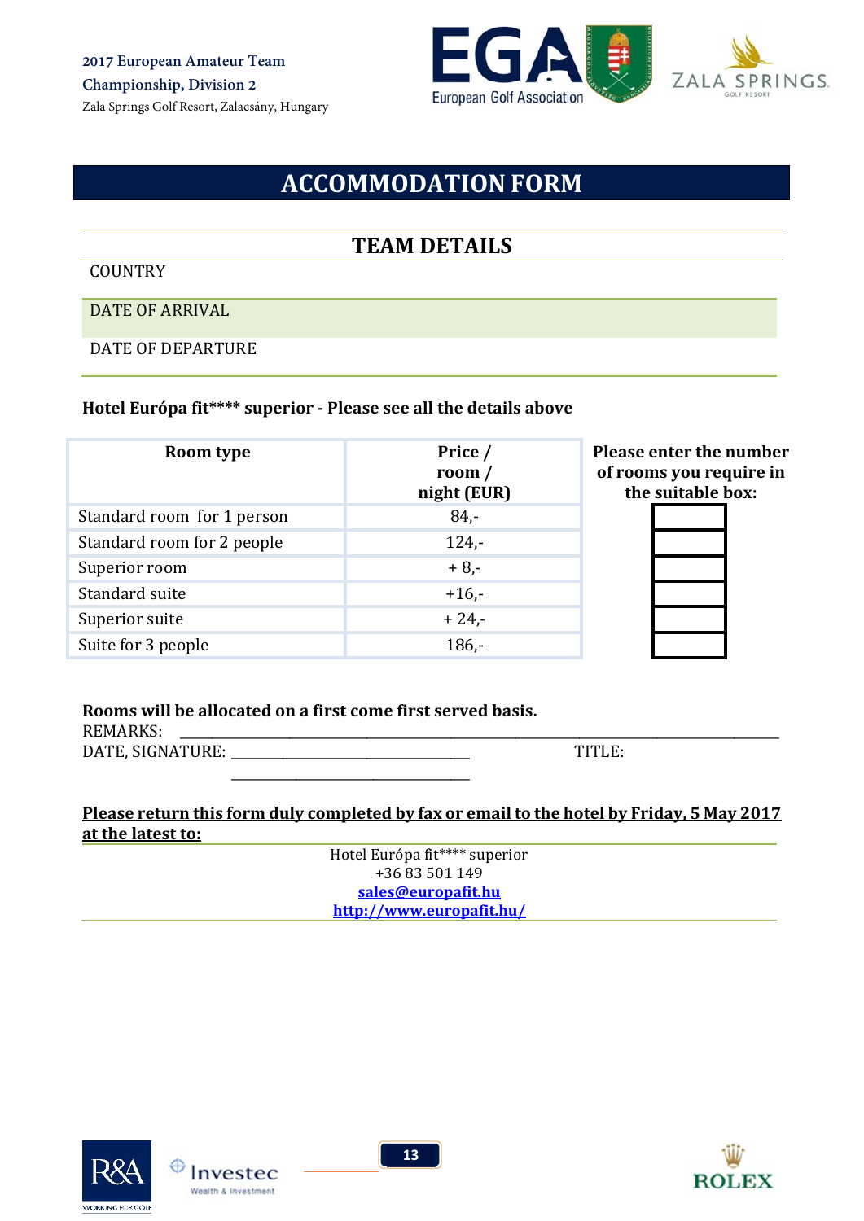2017 European Amateur Team Championship, Division 2

Zala Springs Golf Resort, Zalacsány, Hungary

# ACCOMMODATION FORM

## TEAM DETAILS

COUNTRY

DATE OF ARRIVAL

DATE OF DEPARTURE

**Hotel Európa fit\*\*\*\* superior - Please see all the details above**

| Room type | Price / room / night (EUR) | Please enter the number of rooms you require in the suitable box: |
|---|---|---|
| Standard room for 1 person | 84,- | |
| Standard room for 2 people | 124,- | |
| Superior room | + 8,- | |
| Standard suite | +16,- | |
| Superior suite | + 24,- | |
| Suite for 3 people | 186,- | |

**Rooms will be allocated on a first come first served basis.**

REMARKS: \_\_\_\_\_\_\_\_\_\_\_\_\_\_\_\_\_\_\_\_\_\_\_\_\_\_\_\_\_\_\_\_\_\_\_\_\_\_\_\_

DATE, SIGNATURE: \_\_\_\_\_\_\_\_\_\_\_\_\_\_\_\_\_\_\_\_\_\_\_\_ TITLE:

**Please return this form duly completed by fax or email to the hotel by Friday, 5 May 2017 at the latest to:**

Hotel Európa fit\*\*\*\* superior
+36 83 501 149
**sales@europafit.hu**
**http://www.europafit.hu/**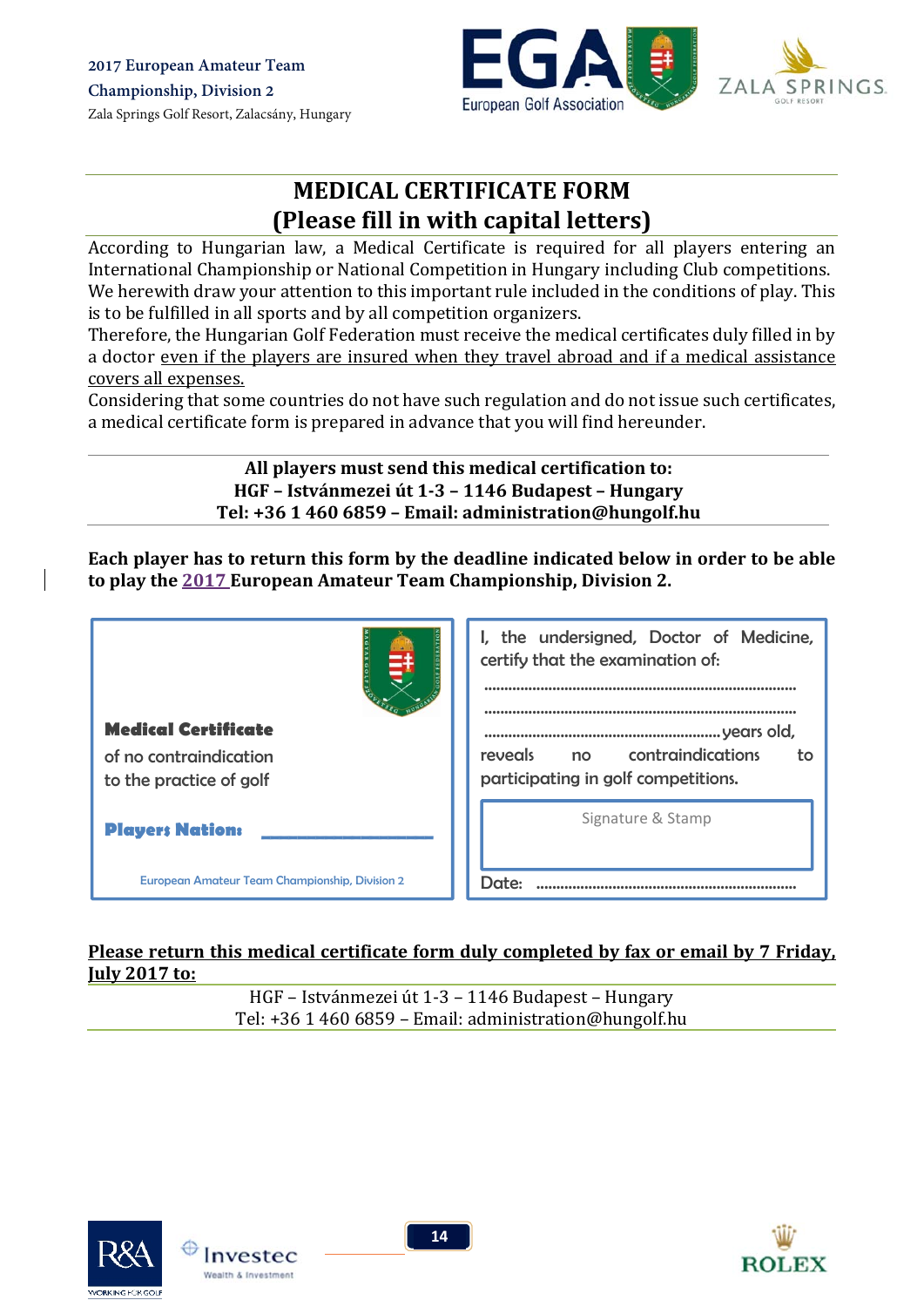# MEDICAL CERTIFICATE FORM
## (Please fill in with capital letters)

According to Hungarian law, a Medical Certificate is required for all players entering an International Championship or National Competition in Hungary including Club competitions. We herewith draw your attention to this important rule included in the conditions of play. This is to be fulfilled in all sports and by all competition organizers.

Therefore, the Hungarian Golf Federation must receive the medical certificates duly filled in by a doctor even if the players are insured when they travel abroad and if a medical assistance covers all expenses.

Considering that some countries do not have such regulation and do not issue such certificates, a medical certificate form is prepared in advance that you will find hereunder.

**All players must send this medical certification to:**
**HGF – Istvánmezei út 1-3 – 1146 Budapest – Hungary**
**Tel: +36 1 460 6859 – Email: administration@hungolf.hu**

**Each player has to return this form by the deadline indicated below in order to be able to play the 2017 European Amateur Team Championship, Division 2.**

**Medical Certificate**
of no contraindication
to the practice of golf

**Players Nation:** ____________________

European Amateur Team Championship, Division 2

I, the undersigned, Doctor of Medicine, certify that the examination of:

..............................................................................

..............................................................................

...........................................................years old,

reveals no contraindications to participating in golf competitions.

Signature & Stamp

Date: ..................................................................

**Please return this medical certificate form duly completed by fax or email by 7 Friday, July 2017 to:**

HGF – Istvánmezei út 1-3 – 1146 Budapest – Hungary
Tel: +36 1 460 6859 – Email: administration@hungolf.hu